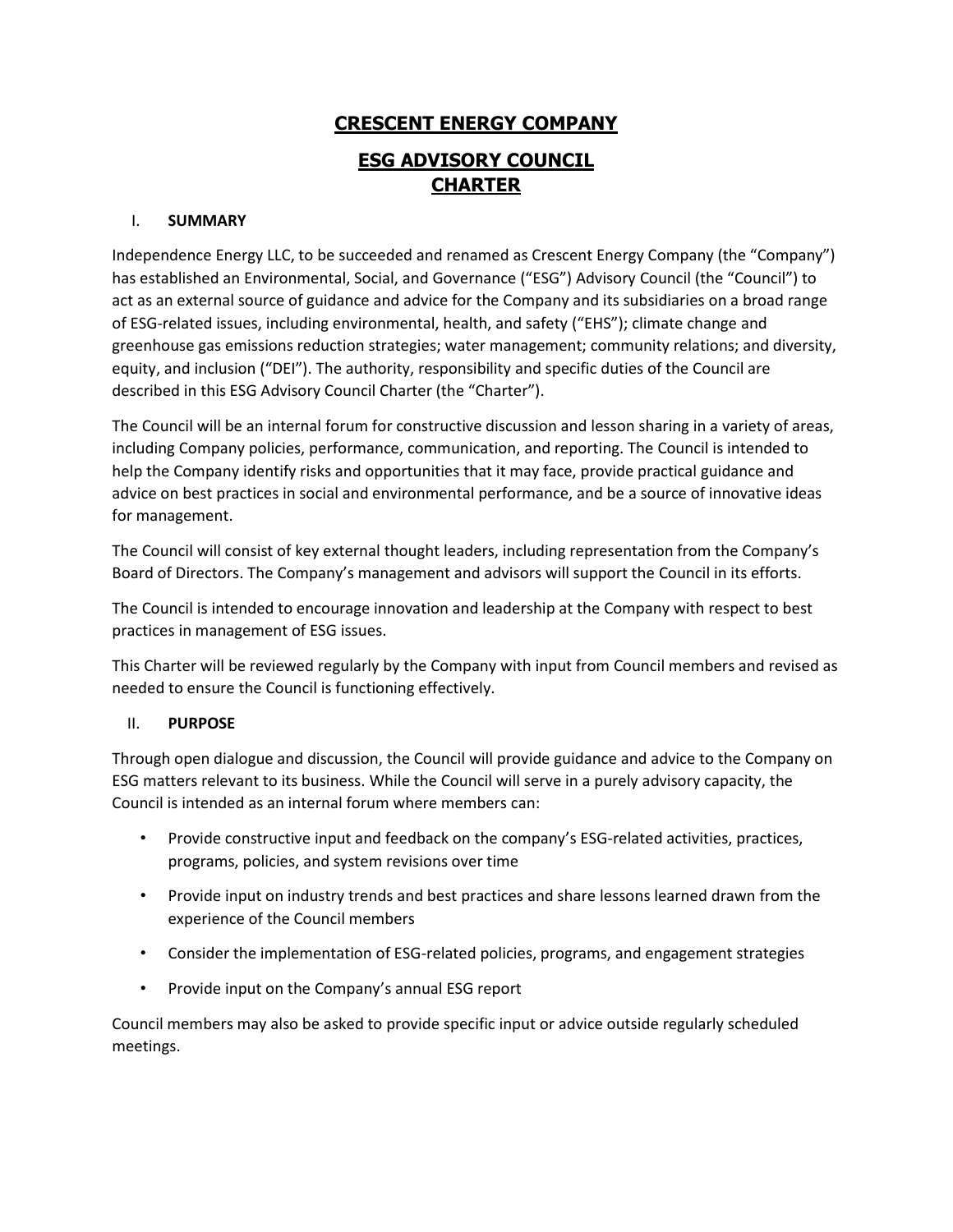# CRESCENT ENERGY COMPANY

# ESG ADVISORY COUNCIL CHARTER

## I. SUMMARY

Independence Energy LLC, to be succeeded and renamed as Crescent Energy Company (the "Company") has established an Environmental, Social, and Governance ("ESG") Advisory Council (the "Council") to act as an external source of guidance and advice for the Company and its subsidiaries on a broad range of ESG-related issues, including environmental, health, and safety ("EHS"); climate change and greenhouse gas emissions reduction strategies; water management; community relations; and diversity, equity, and inclusion ("DEI"). The authority, responsibility and specific duties of the Council are described in this ESG Advisory Council Charter (the "Charter").

The Council will be an internal forum for constructive discussion and lesson sharing in a variety of areas, including Company policies, performance, communication, and reporting. The Council is intended to help the Company identify risks and opportunities that it may face, provide practical guidance and advice on best practices in social and environmental performance, and be a source of innovative ideas for management.

The Council will consist of key external thought leaders, including representation from the Company's Board of Directors. The Company's management and advisors will support the Council in its efforts.

The Council is intended to encourage innovation and leadership at the Company with respect to best practices in management of ESG issues.

This Charter will be reviewed regularly by the Company with input from Council members and revised as needed to ensure the Council is functioning effectively.

## II. PURPOSE

Through open dialogue and discussion, the Council will provide guidance and advice to the Company on ESG matters relevant to its business. While the Council will serve in a purely advisory capacity, the Council is intended as an internal forum where members can:

- Provide constructive input and feedback on the company's ESG-related activities, practices, programs, policies, and system revisions over time
- Provide input on industry trends and best practices and share lessons learned drawn from the experience of the Council members
- Consider the implementation of ESG-related policies, programs, and engagement strategies
- Provide input on the Company's annual ESG report

Council members may also be asked to provide specific input or advice outside regularly scheduled meetings.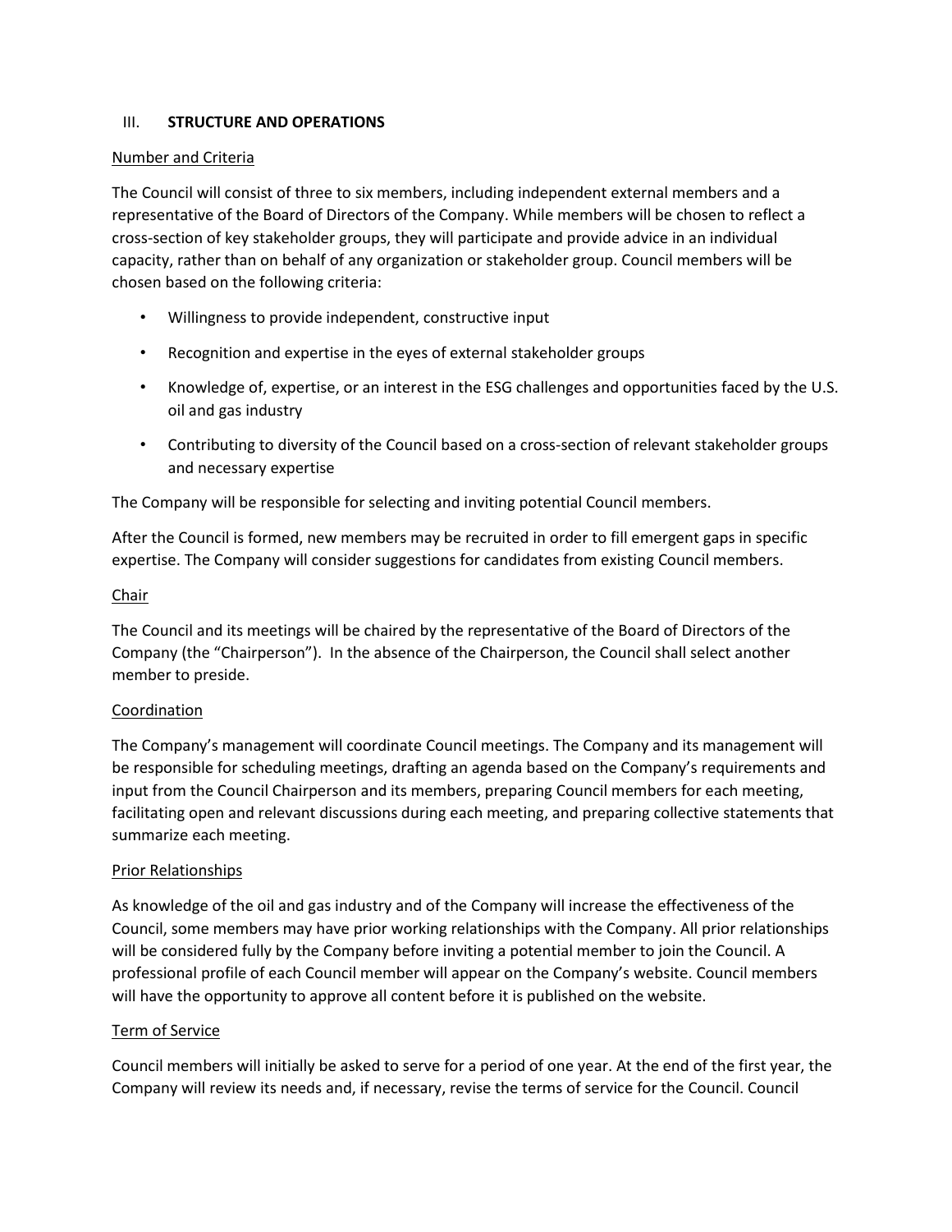## III. **STRUCTURE AND OPERATIONS**

### Number and Criteria

The Council will consist of three to six members, including independent external members and a representative of the Board of Directors of the Company. While members will be chosen to reflect a cross-section of key stakeholder groups, they will participate and provide advice in an individual capacity, rather than on behalf of any organization or stakeholder group. Council members will be chosen based on the following criteria:

- Willingness to provide independent, constructive input
- Recognition and expertise in the eyes of external stakeholder groups
- Knowledge of, expertise, or an interest in the ESG challenges and opportunities faced by the U.S. oil and gas industry
- Contributing to diversity of the Council based on a cross-section of relevant stakeholder groups and necessary expertise

The Company will be responsible for selecting and inviting potential Council members.

After the Council is formed, new members may be recruited in order to fill emergent gaps in specific expertise. The Company will consider suggestions for candidates from existing Council members.

### Chair

The Council and its meetings will be chaired by the representative of the Board of Directors of the Company (the "Chairperson"). In the absence of the Chairperson, the Council shall select another member to preside.

### Coordination

The Company's management will coordinate Council meetings. The Company and its management will be responsible for scheduling meetings, drafting an agenda based on the Company's requirements and input from the Council Chairperson and its members, preparing Council members for each meeting, facilitating open and relevant discussions during each meeting, and preparing collective statements that summarize each meeting.

### Prior Relationships

As knowledge of the oil and gas industry and of the Company will increase the effectiveness of the Council, some members may have prior working relationships with the Company. All prior relationships will be considered fully by the Company before inviting a potential member to join the Council. A professional profile of each Council member will appear on the Company's website. Council members will have the opportunity to approve all content before it is published on the website.

### Term of Service

Council members will initially be asked to serve for a period of one year. At the end of the first year, the Company will review its needs and, if necessary, revise the terms of service for the Council. Council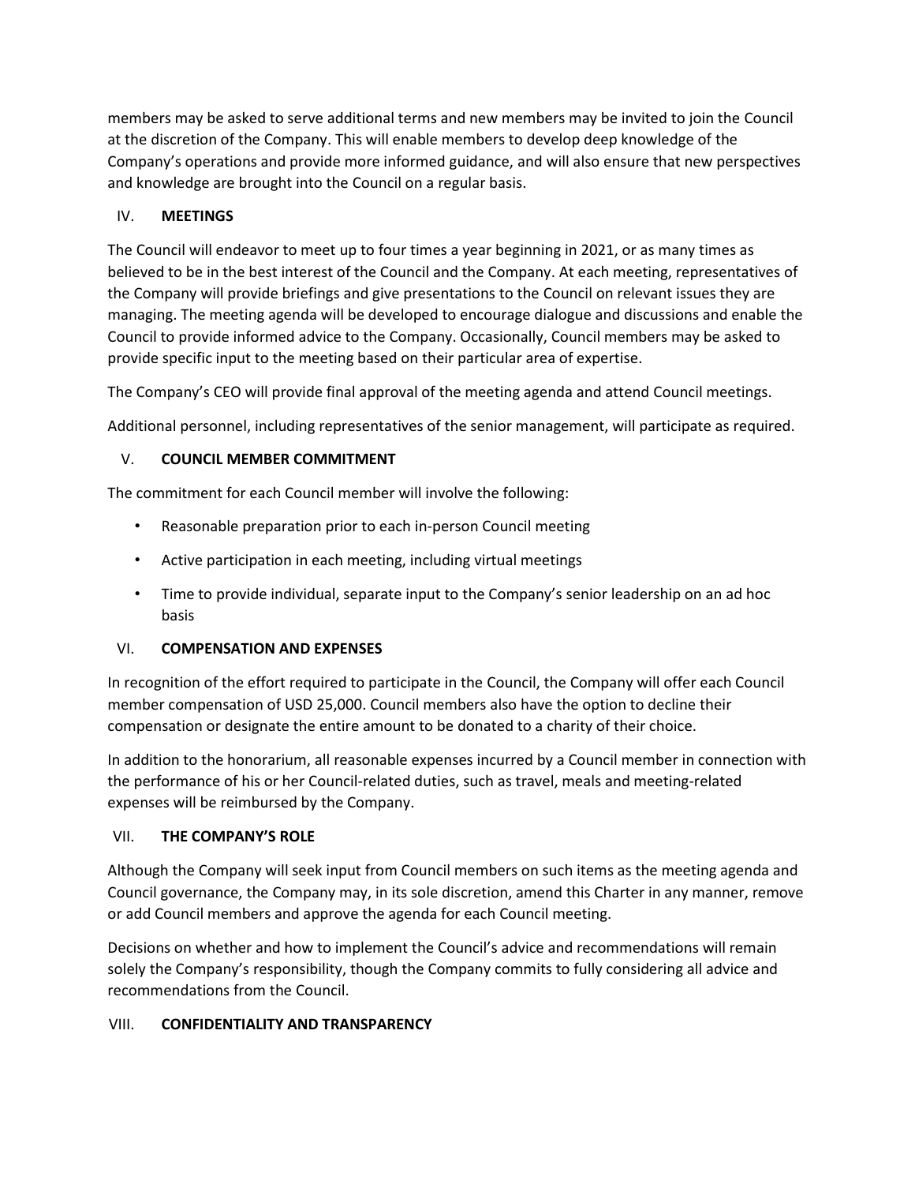members may be asked to serve additional terms and new members may be invited to join the Council at the discretion of the Company. This will enable members to develop deep knowledge of the Company's operations and provide more informed guidance, and will also ensure that new perspectives and knowledge are brought into the Council on a regular basis.

## IV. MEETINGS

The Council will endeavor to meet up to four times a year beginning in 2021, or as many times as believed to be in the best interest of the Council and the Company. At each meeting, representatives of the Company will provide briefings and give presentations to the Council on relevant issues they are managing. The meeting agenda will be developed to encourage dialogue and discussions and enable the Council to provide informed advice to the Company. Occasionally, Council members may be asked to provide specific input to the meeting based on their particular area of expertise.

The Company's CEO will provide final approval of the meeting agenda and attend Council meetings.

Additional personnel, including representatives of the senior management, will participate as required.

## V. COUNCIL MEMBER COMMITMENT

The commitment for each Council member will involve the following:

- Reasonable preparation prior to each in-person Council meeting
- Active participation in each meeting, including virtual meetings
- Time to provide individual, separate input to the Company's senior leadership on an ad hoc basis

## VI. COMPENSATION AND EXPENSES

In recognition of the effort required to participate in the Council, the Company will offer each Council member compensation of USD 25,000. Council members also have the option to decline their compensation or designate the entire amount to be donated to a charity of their choice.

In addition to the honorarium, all reasonable expenses incurred by a Council member in connection with the performance of his or her Council-related duties, such as travel, meals and meeting-related expenses will be reimbursed by the Company.

## VII. THE COMPANY'S ROLE

Although the Company will seek input from Council members on such items as the meeting agenda and Council governance, the Company may, in its sole discretion, amend this Charter in any manner, remove or add Council members and approve the agenda for each Council meeting.

Decisions on whether and how to implement the Council's advice and recommendations will remain solely the Company's responsibility, though the Company commits to fully considering all advice and recommendations from the Council.

## VIII. CONFIDENTIALITY AND TRANSPARENCY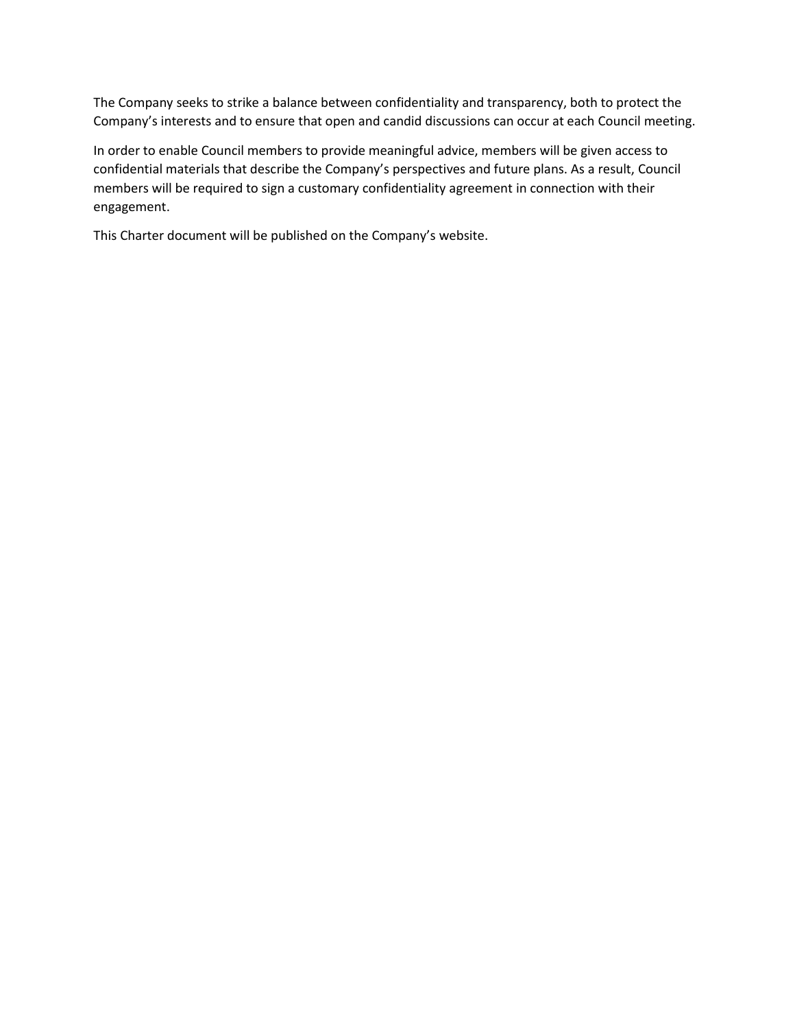The Company seeks to strike a balance between confidentiality and transparency, both to protect the Company's interests and to ensure that open and candid discussions can occur at each Council meeting.

In order to enable Council members to provide meaningful advice, members will be given access to confidential materials that describe the Company's perspectives and future plans. As a result, Council members will be required to sign a customary confidentiality agreement in connection with their engagement.

This Charter document will be published on the Company's website.